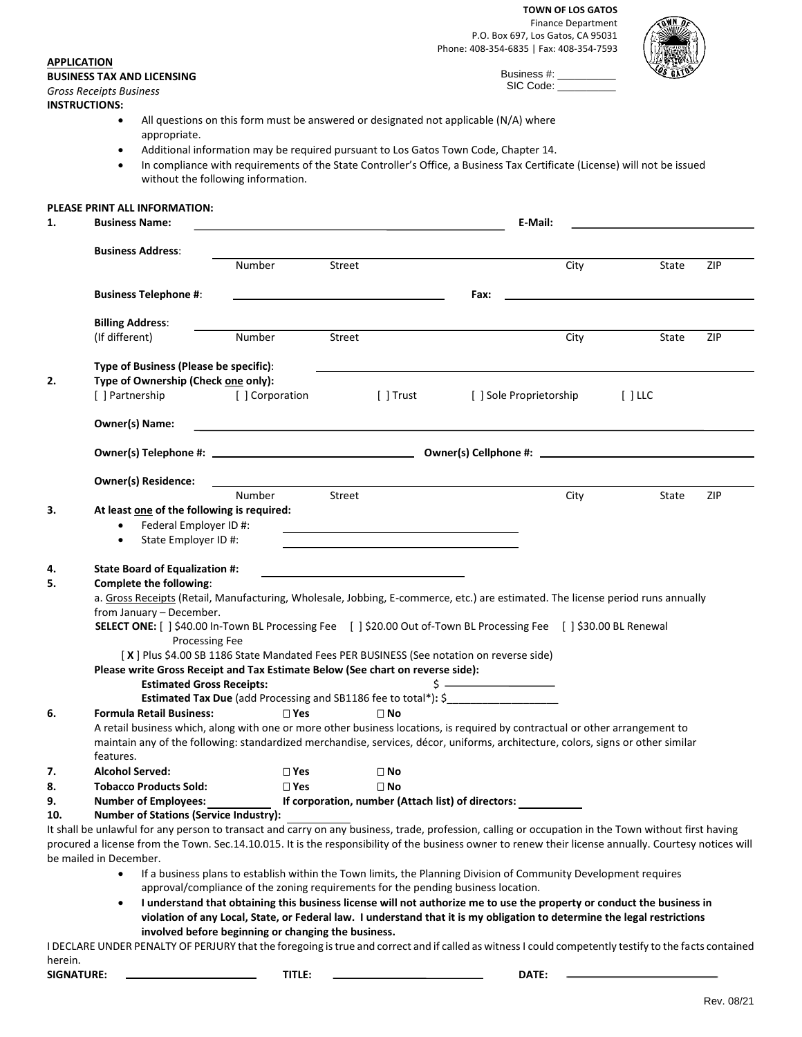**TOWN OF LOS GATOS**
Finance Department
P.O. Box 697, Los Gatos, CA 95031
Phone: 408-354-6835 | Fax: 408-354-7593

Business #: __________
SIC Code: __________

**APPLICATION**
**BUSINESS TAX AND LICENSING**
*Gross Receipts Business*

**INSTRUCTIONS:**

- All questions on this form must be answered or designated not applicable (N/A) where appropriate.
- Additional information may be required pursuant to Los Gatos Town Code, Chapter 14.
- In compliance with requirements of the State Controller's Office, a Business Tax Certificate (License) will not be issued without the following information.

**PLEASE PRINT ALL INFORMATION:**

**1. Business Name:** ______________________ **E-Mail:** ______________________

**Business Address:** ______________________
Number Street City State ZIP

**Business Telephone #:** ______________________ **Fax:** ______________________

**Billing Address:** ______________________
(If different) Number Street City State ZIP

**Type of Business (Please be specific):** ______________________

**2. Type of Ownership (Check one only):**
[ ] Partnership [ ] Corporation [ ] Trust [ ] Sole Proprietorship [ ] LLC

**Owner(s) Name:** ______________________

**Owner(s) Telephone #:** ______________________ **Owner(s) Cellphone #:** ______________________

**Owner(s) Residence:** ______________________
Number Street City State ZIP

**3. At least one of the following is required:**

- Federal Employer ID #: ______________________
- State Employer ID #: ______________________

**4. State Board of Equalization #:** ______________________

**5. Complete the following:**

a. Gross Receipts (Retail, Manufacturing, Wholesale, Jobbing, E-commerce, etc.) are estimated. The license period runs annually from January – December.

**SELECT ONE:** [ ] $40.00 In-Town BL Processing Fee [ ] $20.00 Out of-Town BL Processing Fee [ ] $30.00 BL Renewal Processing Fee

[ **X** ] Plus $4.00 SB 1186 State Mandated Fees PER BUSINESS (See notation on reverse side)

**Please write Gross Receipt and Tax Estimate Below (See chart on reverse side):**

**Estimated Gross Receipts:** $ ______________________

**Estimated Tax Due** (add Processing and SB1186 fee to total*)**:** $______________________

**6. Formula Retail Business:** ☐ Yes ☐ No

A retail business which, along with one or more other business locations, is required by contractual or other arrangement to maintain any of the following: standardized merchandise, services, décor, uniforms, architecture, colors, signs or other similar features.

**7. Alcohol Served:** ☐ Yes ☐ No

**8. Tobacco Products Sold:** ☐ Yes ☐ No

**9. Number of Employees:** __________ **If corporation, number (Attach list) of directors:** __________

**10. Number of Stations (Service Industry):** __________

It shall be unlawful for any person to transact and carry on any business, trade, profession, calling or occupation in the Town without first having procured a license from the Town. Sec.14.10.015. It is the responsibility of the business owner to renew their license annually. Courtesy notices will be mailed in December.

- If a business plans to establish within the Town limits, the Planning Division of Community Development requires approval/compliance of the zoning requirements for the pending business location.
- **I understand that obtaining this business license will not authorize me to use the property or conduct the business in violation of any Local, State, or Federal law. I understand that it is my obligation to determine the legal restrictions involved before beginning or changing the business.**

I DECLARE UNDER PENALTY OF PERJURY that the foregoing is true and correct and if called as witness I could competently testify to the facts contained herein.

**SIGNATURE:** ______________________ **TITLE:** ______________________ **DATE:** ______________________

Rev. 08/21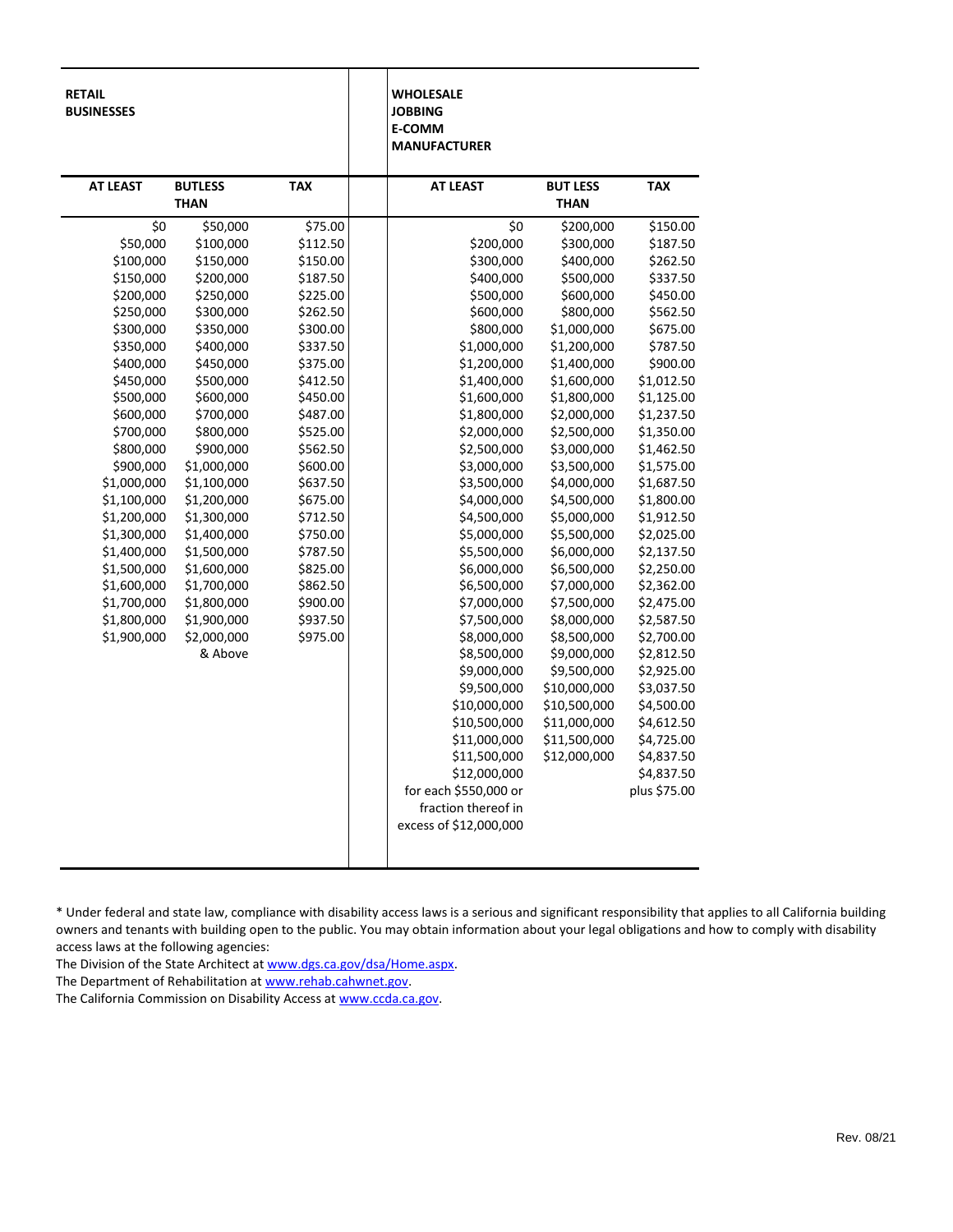| RETAIL BUSINESSES | | | WHOLESALE JOBBING E-COMM MANUFACTURER | | |
|---|---|---|---|---|---|
| **AT LEAST** | **BUTLESS THAN** | **TAX** | **AT LEAST** | **BUT LESS THAN** | **TAX** |
| $0 | $50,000 | $75.00 | $0 | $200,000 | $150.00 |
| $50,000 | $100,000 | $112.50 | $200,000 | $300,000 | $187.50 |
| $100,000 | $150,000 | $150.00 | $300,000 | $400,000 | $262.50 |
| $150,000 | $200,000 | $187.50 | $400,000 | $500,000 | $337.50 |
| $200,000 | $250,000 | $225.00 | $500,000 | $600,000 | $450.00 |
| $250,000 | $300,000 | $262.50 | $600,000 | $800,000 | $562.50 |
| $300,000 | $350,000 | $300.00 | $800,000 | $1,000,000 | $675.00 |
| $350,000 | $400,000 | $337.50 | $1,000,000 | $1,200,000 | $787.50 |
| $400,000 | $450,000 | $375.00 | $1,200,000 | $1,400,000 | $900.00 |
| $450,000 | $500,000 | $412.50 | $1,400,000 | $1,600,000 | $1,012.50 |
| $500,000 | $600,000 | $450.00 | $1,600,000 | $1,800,000 | $1,125.00 |
| $600,000 | $700,000 | $487.00 | $1,800,000 | $2,000,000 | $1,237.50 |
| $700,000 | $800,000 | $525.00 | $2,000,000 | $2,500,000 | $1,350.00 |
| $800,000 | $900,000 | $562.50 | $2,500,000 | $3,000,000 | $1,462.50 |
| $900,000 | $1,000,000 | $600.00 | $3,000,000 | $3,500,000 | $1,575.00 |
| $1,000,000 | $1,100,000 | $637.50 | $3,500,000 | $4,000,000 | $1,687.50 |
| $1,100,000 | $1,200,000 | $675.00 | $4,000,000 | $4,500,000 | $1,800.00 |
| $1,200,000 | $1,300,000 | $712.50 | $4,500,000 | $5,000,000 | $1,912.50 |
| $1,300,000 | $1,400,000 | $750.00 | $5,000,000 | $5,500,000 | $2,025.00 |
| $1,400,000 | $1,500,000 | $787.50 | $5,500,000 | $6,000,000 | $2,137.50 |
| $1,500,000 | $1,600,000 | $825.00 | $6,000,000 | $6,500,000 | $2,250.00 |
| $1,600,000 | $1,700,000 | $862.50 | $6,500,000 | $7,000,000 | $2,362.00 |
| $1,700,000 | $1,800,000 | $900.00 | $7,000,000 | $7,500,000 | $2,475.00 |
| $1,800,000 | $1,900,000 | $937.50 | $7,500,000 | $8,000,000 | $2,587.50 |
| $1,900,000 | $2,000,000 | $975.00 | $8,000,000 | $8,500,000 | $2,700.00 |
| | & Above | | $8,500,000 | $9,000,000 | $2,812.50 |
| | | | $9,000,000 | $9,500,000 | $2,925.00 |
| | | | $9,500,000 | $10,000,000 | $3,037.50 |
| | | | $10,000,000 | $10,500,000 | $4,500.00 |
| | | | $10,500,000 | $11,000,000 | $4,612.50 |
| | | | $11,000,000 | $11,500,000 | $4,725.00 |
| | | | $11,500,000 | $12,000,000 | $4,837.50 |
| | | | $12,000,000 | | $4,837.50 |
| | | | for each $550,000 or fraction thereof in excess of $12,000,000 | | plus $75.00 |

* Under federal and state law, compliance with disability access laws is a serious and significant responsibility that applies to all California building owners and tenants with building open to the public. You may obtain information about your legal obligations and how to comply with disability access laws at the following agencies:

The Division of the State Architect at www.dgs.ca.gov/dsa/Home.aspx.

The Department of Rehabilitation at www.rehab.cahwnet.gov.

The California Commission on Disability Access at www.ccda.ca.gov.

Rev. 08/21